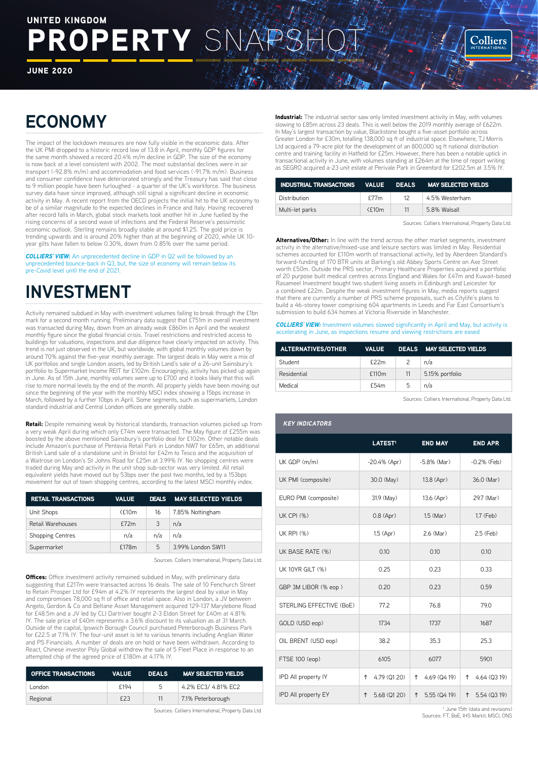UNITED KINGDOM

# PROPERTY SNAPSHOT

JUNE 2020

## ECONOMY

The impact of the lockdown measures are now fully visible in the economic data. After the UK PMI dropped to a historic record low of 13.8 in April, monthly GDP figures for the same month showed a record 20.4% m/m decline in GDP. The size of the economy is now back at a level consistent with 2002. The most substantial declines were in air transport (-92.8% m/m) and accommodation and food services (-91.7% m/m). Business and consumer confidence have deteriorated strongly and the Treasury has said that close to 9 million people have been furloughed - a quarter of the UK's workforce. The business survey data have since improved, although still signal a significant decline in economic activity in May. A recent report from the OECD projects the initial hit to the UK economy to be of a similar magnitude to the expected declines in France and Italy. Having recovered after record falls in March, global stock markets took another hit in June fuelled by the rising concerns of a second wave of infections and the Federal Reserve's pessimistic economic outlook. Sterling remains broadly stable at around $1.25. The gold price is trending upwards and is around 20% higher than at the beginning of 2020, while UK 10-year gilts have fallen to below 0.30%, down from 0.85% over the same period.

***COLLIERS' VIEW:*** An unprecedented decline in GDP in Q2 will be followed by an unprecedented bounce-back in Q3, but, the size of economy will remain below its pre-Covid level until the end of 2021.

## INVESTMENT

Activity remained subdued in May with investment volumes failing to break through the £1bn mark for a second month running. Preliminary data suggest that £751m in overall investment was transacted during May, down from an already weak £860m in April and the weakest monthly figure since the global financial crisis. Travel restrictions and restricted access to buildings for valuations, inspections and due diligence have clearly impacted on activity. This trend is not just observed in the UK, but worldwide, with global monthly volumes down by around 70% against the five-year monthly average. The largest deals in May were a mix of UK portfolios and single London assets, led by British Land's sale of a 26-unit Sainsbury's portfolio to Supermarket Income REIT for £102m. Encouragingly, activity has picked up again in June. As of 15th June, monthly volumes were up to £700 and it looks likely that this will rise to more normal levels by the end of the month. All property yields have been moving out since the beginning of the year with the monthly MSCI index showing a 15bps increase in March, followed by a further 10bps in April. Some segments, such as supermarkets, London standard industrial and Central London offices are generally stable.

**Retail:** Despite remaining weak by historical standards, transaction volumes picked up from a very weak April during which only £74m were transacted. The May figure of £255m was boosted by the above mentioned Sainsbury's portfolio deal for £102m. Other notable deals include Amazon's purchase of Pentavia Retail Park in London NW7 for £65m, an additional British Land sale of a standalone unit in Bristol for £42m to Tesco and the acquisition of a Waitrose on London's St Johns Road for £25m at 3.99% IY. No shopping centres were traded during May and activity in the unit shop sub-sector was very limited. All retail equivalent yields have moved out by 53bps over the past two months, led by a 153bps movement for out of town shopping centres, according to the latest MSCI monthly index.

| RETAIL TRANSACTIONS | VALUE | DEALS | MAY SELECTED YIELDS |
|---|---|---|---|
| Unit Shops | <£10m | 16 | 7.85% Nottingham |
| Retail Warehouses | £72m | 3 | n/a |
| Shopping Centres | n/a | n/a | n/a |
| Supermarket | £178m | 5 | 3.99% London SW11 |

Sources: Colliers International, Property Data Ltd.

**Offices:** Office investment activity remained subdued in May, with preliminary data suggesting that £217m were transacted across 16 deals. The sale of 10 Fenchurch Street to Retain Prosper Ltd for £94m at 4.2% IY represents the largest deal by value in May and compromises 78,000 sq ft of office and retail space. Also in London, a JV between Angelo, Gordon & Co and Beltane Asset Management acquired 129-137 Marylebone Road for £48.5m and a JV led by CLI Dartriver bought 2-3 Eldon Street for £40m at 4.81% IY. The sale price of £40m represents a 3.6% discount to its valuation as at 31 March. Outside of the capital, Ipswich Borough Council purchased Peterborough Business Park for £22.5 at 7.1% IY. The four-unit asset is let to various tenants including Anglian Water and PS Financials. A number of deals are on hold or have been withdrawn. According to React, Chinese investor Poly Global withdrew the sale of 5 Fleet Place in response to an attempted chip of the agreed price of £180m at 4.17% IY.

| OFFICE TRANSACTIONS | VALUE | DEALS | MAY SELECTED YIELDS |
|---|---|---|---|
| London | £194 | 5 | 4.2% EC3/ 4.81% EC2 |
| Regional | £23 | 11 | 7.1% Peterborough |

Sources: Colliers International, Property Data Ltd.

**Industrial:** The industrial sector saw only limited investment activity in May, with volumes slowing to £85m across 23 deals. This is well below the 2019 monthly average of £622m. In May's largest transaction by value, Blackstone bought a five-asset portfolio across Greater London for £30m, totalling 138,000 sq ft of industrial space. Elsewhere, TJ Morris Ltd acquired a 79-acre plot for the development of an 800,000 sq ft national distribution centre and training facility in Hatfield for £25m. However, there has been a notable uptick in transactional activity in June, with volumes standing at £264m at the time of report writing as SEGRO acquired a-23 unit estate at Perivale Park in Greenford for £202.5m at 3.5% IY.

| INDUSTRIAL TRANSACTIONS | VALUE | DEALS | MAY SELECTED YIELDS |
|---|---|---|---|
| Distribution | £77m | 12 | 4.5% Westerham |
| Multi-let parks | <£10m | 11 | 5.8% Walsall |

Sources: Colliers International, Property Data Ltd.

**Alternatives/Other:** In line with the trend across the other market segments, investment activity in the alternative/mixed-use and leisure sectors was limited in May. Residential schemes accounted for £110m worth of transactional activity, led by Aberdeen Standard's forward-funding of 170 BTR units at Barking's old Abbey Sports Centre on Axe Street worth £50m. Outside the PRS sector, Primary Healthcare Properties acquired a portfolio of 20 purpose built medical centres across England and Wales for £47m and Kuwait-based Rasameel Investment bought two student living assets in Edinburgh and Leicester for a combined £22m. Despite the weak investment figures in May, media reports suggest that there are currently a number of PRS scheme proposals, such as Citylife's plans to build a 46-storey tower comprising 604 apartments in Leeds and Far East Consortium's submission to build 634 homes at Victoria Riverside in Manchester.

***COLLIERS' VIEW:*** Investment volumes slowed significantly in April and May, but activity is accelerating in June, as inspections resume and viewing restrictions are eased

| ALTERNATIVES/OTHER | VALUE | DEALS | MAY SELECTED YIELDS |
|---|---|---|---|
| Student | £22m | 2 | n/a |
| Residential | £110m | 11 | 5.15% portfolio |
| Medical | £54m | 5 | n/a |

Sources: Colliers International, Property Data Ltd.

***KEY INDICATORS***

| | LATEST[1] | END MAY | END APR |
|---|---|---|---|
| UK GDP (m/m) | -20.4% (Apr) | -5.8% (Mar) | -0.2% (Feb) |
| UK PMI (composite) | 30.0 (May) | 13.8 (Apr) | 36.0 (Mar) |
| EURO PMI (composite) | 31.9 (May) | 13.6 (Apr) | 29.7 (Mar) |
| UK CPI (%) | 0.8 (Apr) | 1.5 (Mar) | 1.7 (Feb) |
| UK RPI (%) | 1.5 (Apr) | 2.6 (Mar) | 2.5 (Feb) |
| UK BASE RATE (%) | 0.10 | 0.10 | 0.10 |
| UK 10YR GILT (%) | 0.25 | 0.23 | 0.33 |
| GBP 3M LIBOR (% eop ) | 0.20 | 0.23 | 0.59 |
| STERLING EFFECTIVE (BoE) | 77.2 | 76.8 | 79.0 |
| GOLD (USD eop) | 1734 | 1737 | 1687 |
| OIL BRENT (USD eop) | 38.2 | 35.3 | 25.3 |
| FTSE 100 (eop) | 6105 | 6077 | 5901 |
| IPD All property IY | ↑ 4.79 (Q1 20) | ↑ 4.69 (Q4 19) | ↑ 4.64 (Q3 19) |
| IPD All property EY | ↑ 5.68 (Q1 20) | ↑ 5.55 (Q4 19) | ↑ 5.54 (Q3 19) |

[1] June 15th (data and revisions)

Sources: FT, BoE, IHS Markit, MSCI, ONS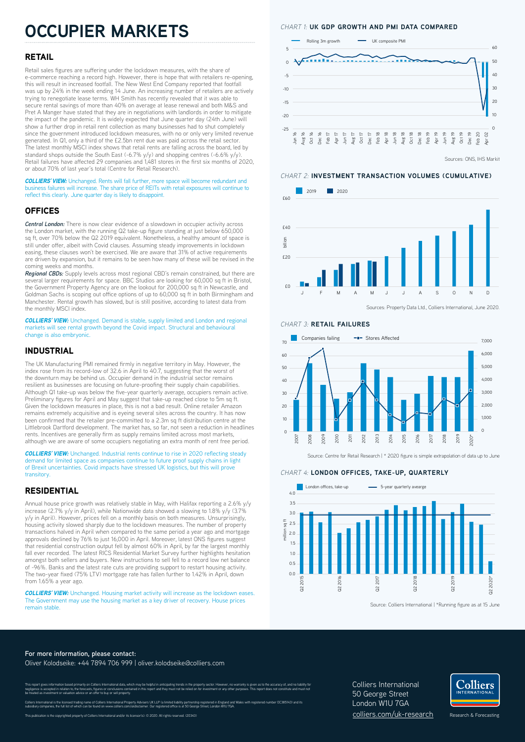# OCCUPIER MARKETS

## RETAIL

Retail sales figures are suffering under the lockdown measures, with the share of e-commerce reaching a record high. However, there is hope that with retailers re-opening, this will result in increased footfall. The New West End Company reported that footfall was up by 24% in the week ending 14 June. An increasing number of retailers are actively trying to renegotiate lease terms. WH Smith has recently revealed that it was able to secure rental savings of more than 40% on average at lease renewal and both M&S and Pret A Manger have stated that they are in negotiations with landlords in order to mitigate the impact of the pandemic. It is widely expected that June quarter day (24th June) will show a further drop in retail rent collection as many businesses had to shut completely since the government introduced lockdown measures, with no or only very limited revenue generated. In Q1, only a third of the £2.5bn rent due was paid across the retail sector. The latest monthly MSCI index shows that retail rents are falling across the board, led by standard shops outside the South East (-6.7% y/y) and shopping centres (-6.6% y/y). Retail failures have affected 29 companies and 1,481 stores in the first six months of 2020, or about 70% of last year's total (Centre for Retail Research).

***COLLIERS' VIEW:*** Unchanged. Rents will fall further, more space will become redundant and business failures will increase. The share price of REITs with retail exposures will continue to reflect this clearly. June quarter day is likely to disappoint.

## OFFICES

***Central London:*** There is now clear evidence of a slowdown in occupier activity across the London market, with the running Q2 take-up figure standing at just below 650,000 sq ft, over 70% below the Q2 2019 equivalent. Nonetheless, a healthy amount of space is still under offer, albeit with Covid clauses. Assuming steady improvements in lockdown easing, these clauses won't be exercised. We are aware that 31% of active requirements are driven by expansion, but it remains to be seen how many of these will be revised in the coming weeks and months.

***Regional CBDs:*** Supply levels across most regional CBD's remain constrained, but there are several larger requirements for space. BBC Studios are looking for 60,000 sq ft in Bristol, the Government Property Agency are on the lookout for 200,000 sq ft in Newcastle, and Goldman Sachs is scoping out office options of up to 60,000 sq ft in both Birmingham and Manchester. Rental growth has slowed, but is still positive, according to latest data from the monthly MSCI index.

***COLLIERS' VIEW:*** Unchanged. Demand is stable, supply limited and London and regional markets will see rental growth beyond the Covid impact. Structural and behavioural change is also embryonic.

## INDUSTRIAL

The UK Manufacturing PMI remained firmly in negative territory in May. However, the index rose from its record-low of 32.6 in April to 40.7, suggesting that the worst of the downturn may be behind us. Occupier demand in the industrial sector remains resilient as businesses are focusing on future-proofing their supply chain capabilities. Although Q1 take-up was below the five-year quarterly average, occupiers remain active. Preliminary figures for April and May suggest that take-up reached close to 5m sq ft. Given the lockdown measures in place, this is not a bad result. Online retailer Amazon remains extremely acquisitive and is eyeing several sites across the country. It has now been confirmed that the retailer pre-committed to a 2.3m sq ft distribution centre at the Littlebrook Dartford development. The market has, so far, not seen a reduction in headlines rents. Incentives are generally firm as supply remains limited across most markets, although we are aware of some occupiers negotiating an extra month of rent free period.

***COLLIERS' VIEW:*** Unchanged. Industrial rents continue to rise in 2020 reflecting steady demand for limited space as companies continue to future proof supply chains in light of Brexit uncertainties. Covid impacts have stressed UK logistics, but this will prove transitory.

## RESIDENTIAL

Annual house price growth was relatively stable in May, with Halifax reporting a 2.6% y/y increase (2.7% y/y in April), while Nationwide data showed a slowing to 1.8% y/y (3.7% y/y in April). However, prices fell on a monthly basis on both measures. Unsurprisingly, housing activity slowed sharply due to the lockdown measures. The number of property transactions halved in April when compared to the same period a year ago and mortgage approvals declined by 76% to just 16,000 in April. Moreover, latest ONS figures suggest that residential construction output fell by almost 60% in April, by far the largest monthly fall ever recorded. The latest RICS Residential Market Survey further highlights hesitation amongst both sellers and buyers. New instructions to sell fell to a record low net balance of -96%. Banks and the latest rate cuts are providing support to restart housing activity. The two-year fixed (75% LTV) mortgage rate has fallen further to 1.42% in April, down from 1.65% a year ago.

***COLLIERS' VIEW:*** Unchanged. Housing market activity will increase as the lockdown eases. The Government may use the housing market as a key driver of recovery. House prices remain stable.

*CHART 1:* **UK GDP GROWTH AND PMI DATA COMPARED**

Rolling 3m growth
UK composite PMI

5, 0, -5, -10, -15, -20, -25
60, 50, 40, 30, 20, 10, 0

Jun 16, Aug 16, Oct 16, Dec 16, Feb 17, Apr 17, Jun 17, Aug 17, Oct 17, Dec 17, Feb 18, Apr 18, Jun 18, Aug 18, Oct 18, Dec 18, Feb 19, Apr 19, Jun 19, Aug 19, Oct 19, Dec 19, Feb 20, Apr 02

Sources: ONS, IHS Markit

*CHART 2:* **INVESTMENT TRANSACTION VOLUMES (CUMULATIVE)**

2019
2020

£60, £40, £20, £0
billion

J, F, M, A, M, J, J, A, S, O, N, D

Sources: Property Data Ltd., Colliers International, June 2020.

*CHART 3:* **RETAIL FAILURES**

Companies failing
Stores Affected

70, 60, 50, 40, 30, 20, 10, 0
7,000, 6,000, 5,000, 4,000, 3,000, 2,000, 1,000, 0

2007, 2008, 2009, 2010, 2011, 2012, 2013, 2014, 2015, 2016, 2017, 2018, 2019, 2020*

Source: Centre for Retail Research | * 2020 figure is simple extrapolation of data up to June

*CHART 4:* **LONDON OFFICES, TAKE-UP, QUARTERLY**

London offices, take-up
5-year quarterly avearge

4.0, 3.5, 3.0, 2.5, 2.0, 1.5, 1.0, 0.5, 0.0
million sq ft

Q2 2015, Q2 2016, Q2 2017, Q2 2018, Q2 2019, Q2 2020*

Source: Colliers International | *Running figure as at 15 June

**For more information, please contact:**
Oliver Kolodseike: +44 7894 706 999 | oliver.kolodseike@colliers.com

This report gives information based primarily on Colliers International data, which may be helpful in anticipating trends in the property sector. However, no warranty is given as to the accuracy of, and no liability for negligence is accepted in relation to, the forecasts, figures or conclusions contained in this report and they must not be relied on for investment or any other purposes. This report does not constitute and must not be treated as investment or valuation advice or an offer to buy or sell property.

Colliers International is the licensed trading name of Colliers International Property Advisers UK LLP (a limited liability partnership registered in England and Wales with registered number OC385143) and its subsidiary companies, the full list of which can be found on www.colliers.com/ukdisclaimer. Our registered office is at 50 George Street, London W1U 7GA.

This publication is the copyrighted property of Colliers International and/or its licensor(s). © 2020. All rights reserved. (20343)

Colliers International
50 George Street
London W1U 7GA
colliers.com/uk-research

Colliers INTERNATIONAL
Research & Forecasting